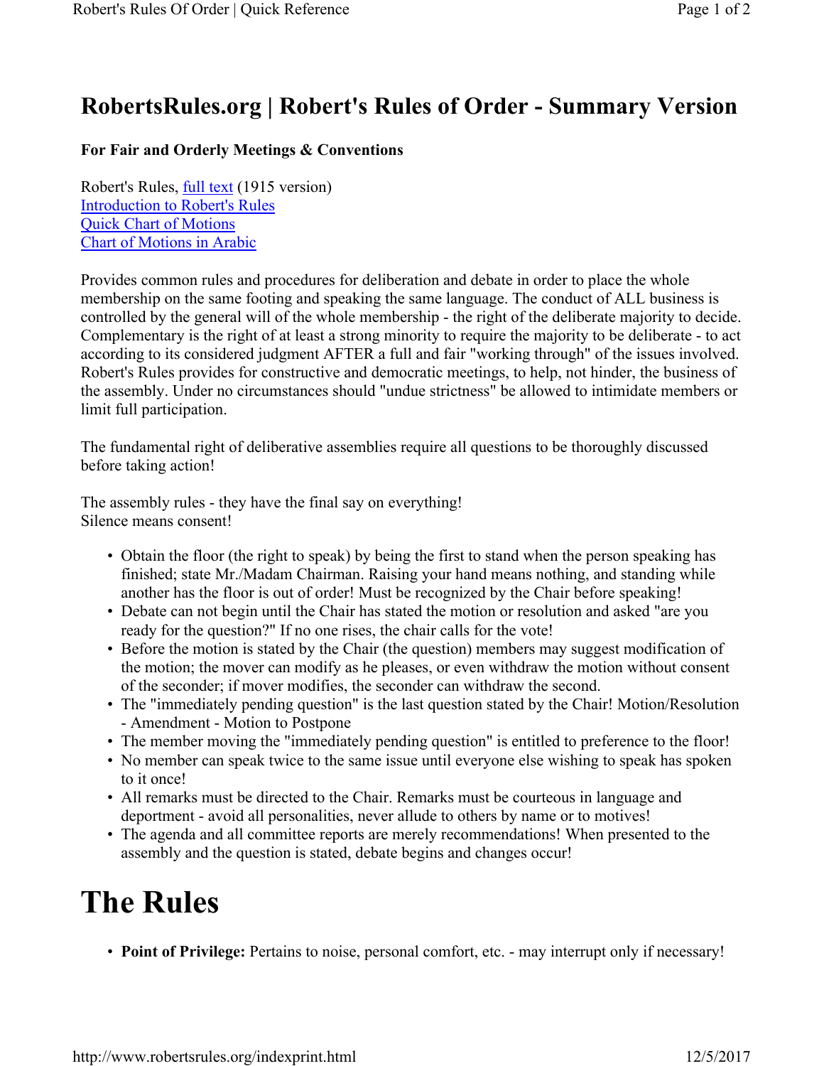# RobertsRules.org | Robert's Rules of Order - Summary Version

**For Fair and Orderly Meetings & Conventions**

Robert's Rules, full text (1915 version)
Introduction to Robert's Rules
Quick Chart of Motions
Chart of Motions in Arabic

Provides common rules and procedures for deliberation and debate in order to place the whole membership on the same footing and speaking the same language. The conduct of ALL business is controlled by the general will of the whole membership - the right of the deliberate majority to decide. Complementary is the right of at least a strong minority to require the majority to be deliberate - to act according to its considered judgment AFTER a full and fair "working through" of the issues involved. Robert's Rules provides for constructive and democratic meetings, to help, not hinder, the business of the assembly. Under no circumstances should "undue strictness" be allowed to intimidate members or limit full participation.

The fundamental right of deliberative assemblies require all questions to be thoroughly discussed before taking action!

The assembly rules - they have the final say on everything!
Silence means consent!

- Obtain the floor (the right to speak) by being the first to stand when the person speaking has finished; state Mr./Madam Chairman. Raising your hand means nothing, and standing while another has the floor is out of order! Must be recognized by the Chair before speaking!
- Debate can not begin until the Chair has stated the motion or resolution and asked "are you ready for the question?" If no one rises, the chair calls for the vote!
- Before the motion is stated by the Chair (the question) members may suggest modification of the motion; the mover can modify as he pleases, or even withdraw the motion without consent of the seconder; if mover modifies, the seconder can withdraw the second.
- The "immediately pending question" is the last question stated by the Chair! Motion/Resolution - Amendment - Motion to Postpone
- The member moving the "immediately pending question" is entitled to preference to the floor!
- No member can speak twice to the same issue until everyone else wishing to speak has spoken to it once!
- All remarks must be directed to the Chair. Remarks must be courteous in language and deportment - avoid all personalities, never allude to others by name or to motives!
- The agenda and all committee reports are merely recommendations! When presented to the assembly and the question is stated, debate begins and changes occur!

# The Rules

- **Point of Privilege:** Pertains to noise, personal comfort, etc. - may interrupt only if necessary!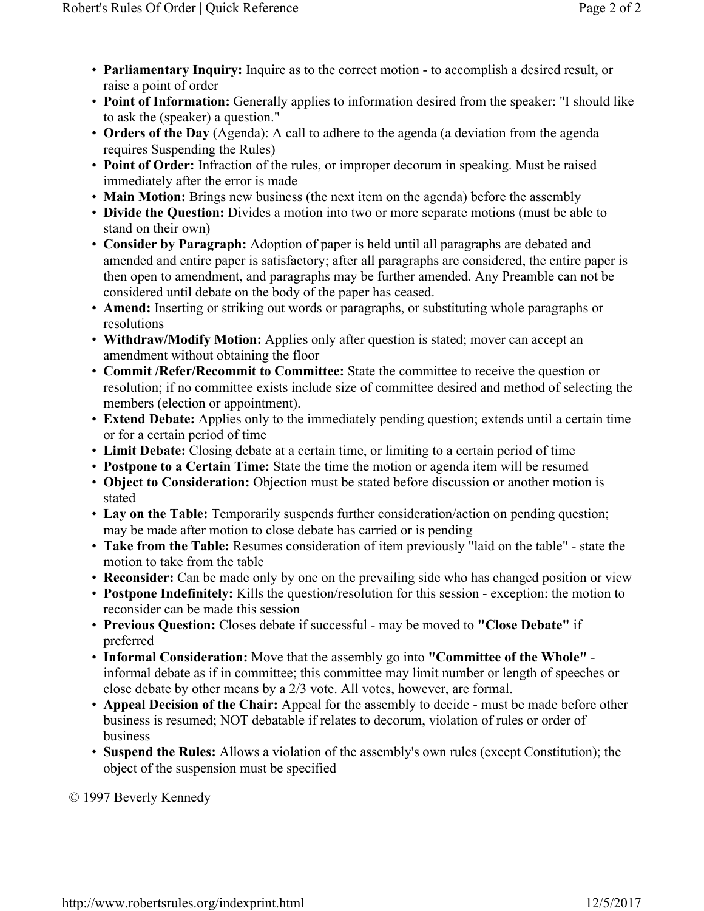- **Parliamentary Inquiry:** Inquire as to the correct motion - to accomplish a desired result, or raise a point of order
- **Point of Information:** Generally applies to information desired from the speaker: "I should like to ask the (speaker) a question."
- **Orders of the Day** (Agenda): A call to adhere to the agenda (a deviation from the agenda requires Suspending the Rules)
- **Point of Order:** Infraction of the rules, or improper decorum in speaking. Must be raised immediately after the error is made
- **Main Motion:** Brings new business (the next item on the agenda) before the assembly
- **Divide the Question:** Divides a motion into two or more separate motions (must be able to stand on their own)
- **Consider by Paragraph:** Adoption of paper is held until all paragraphs are debated and amended and entire paper is satisfactory; after all paragraphs are considered, the entire paper is then open to amendment, and paragraphs may be further amended. Any Preamble can not be considered until debate on the body of the paper has ceased.
- **Amend:** Inserting or striking out words or paragraphs, or substituting whole paragraphs or resolutions
- **Withdraw/Modify Motion:** Applies only after question is stated; mover can accept an amendment without obtaining the floor
- **Commit /Refer/Recommit to Committee:** State the committee to receive the question or resolution; if no committee exists include size of committee desired and method of selecting the members (election or appointment).
- **Extend Debate:** Applies only to the immediately pending question; extends until a certain time or for a certain period of time
- **Limit Debate:** Closing debate at a certain time, or limiting to a certain period of time
- **Postpone to a Certain Time:** State the time the motion or agenda item will be resumed
- **Object to Consideration:** Objection must be stated before discussion or another motion is stated
- **Lay on the Table:** Temporarily suspends further consideration/action on pending question; may be made after motion to close debate has carried or is pending
- **Take from the Table:** Resumes consideration of item previously "laid on the table" - state the motion to take from the table
- **Reconsider:** Can be made only by one on the prevailing side who has changed position or view
- **Postpone Indefinitely:** Kills the question/resolution for this session - exception: the motion to reconsider can be made this session
- **Previous Question:** Closes debate if successful - may be moved to **"Close Debate"** if preferred
- **Informal Consideration:** Move that the assembly go into **"Committee of the Whole"** - informal debate as if in committee; this committee may limit number or length of speeches or close debate by other means by a 2/3 vote. All votes, however, are formal.
- **Appeal Decision of the Chair:** Appeal for the assembly to decide - must be made before other business is resumed; NOT debatable if relates to decorum, violation of rules or order of business
- **Suspend the Rules:** Allows a violation of the assembly's own rules (except Constitution); the object of the suspension must be specified

© 1997 Beverly Kennedy